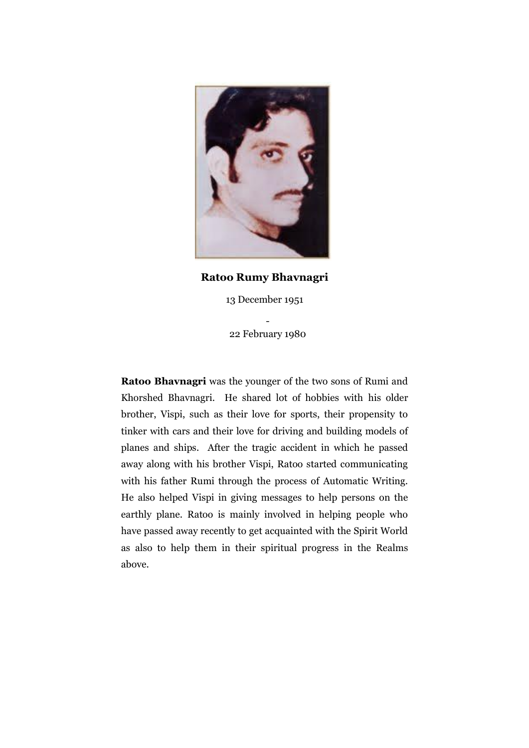**Ratoo Rumy Bhavnagri**

13 December 1951

-

22 February 1980

**Ratoo Bhavnagri** was the younger of the two sons of Rumi and Khorshed Bhavnagri. He shared lot of hobbies with his older brother, Vispi, such as their love for sports, their propensity to tinker with cars and their love for driving and building models of planes and ships. After the tragic accident in which he passed away along with his brother Vispi, Ratoo started communicating with his father Rumi through the process of Automatic Writing. He also helped Vispi in giving messages to help persons on the earthly plane. Ratoo is mainly involved in helping people who have passed away recently to get acquainted with the Spirit World as also to help them in their spiritual progress in the Realms above.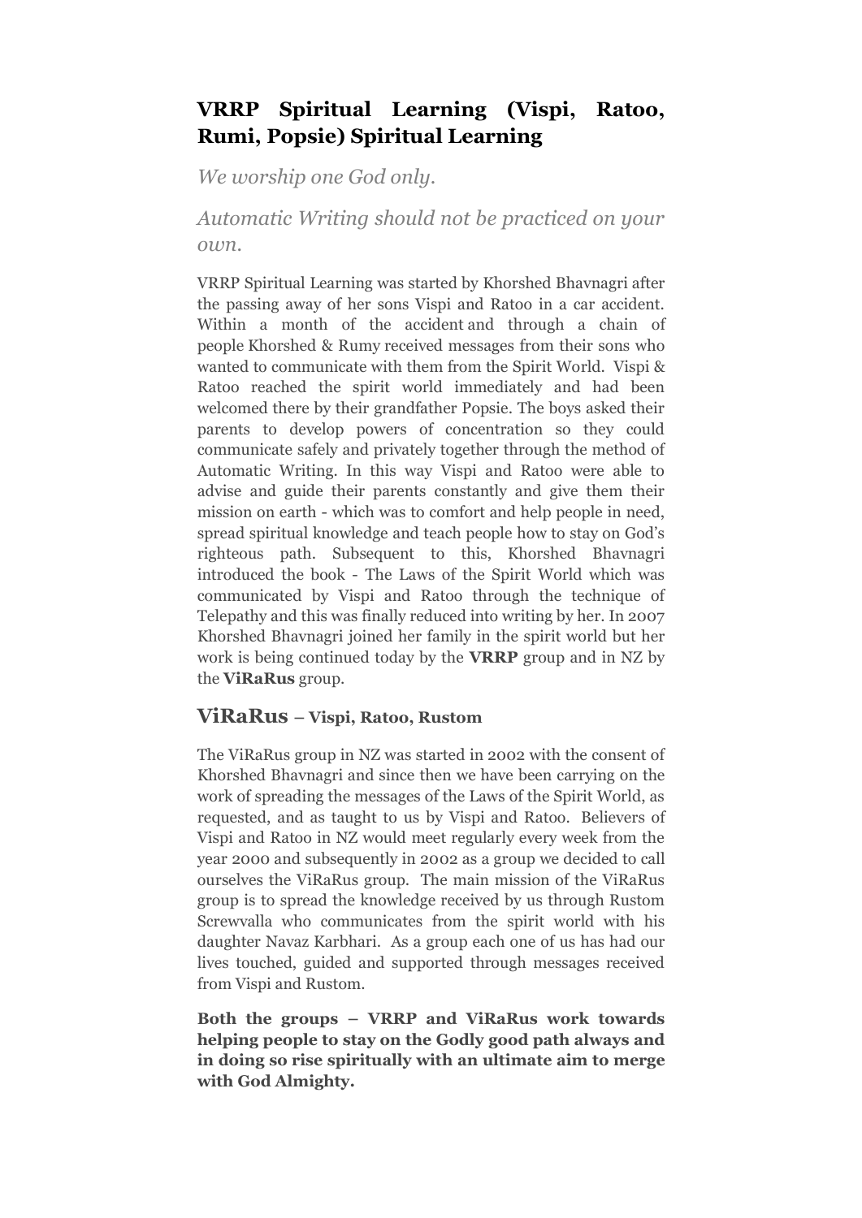## VRRP Spiritual Learning (Vispi, Ratoo, Rumi, Popsie) Spiritual Learning

*We worship one God only.*

*Automatic Writing should not be practiced on your own.*

VRRP Spiritual Learning was started by Khorshed Bhavnagri after the passing away of her sons Vispi and Ratoo in a car accident. Within a month of the accident and through a chain of people Khorshed & Rumy received messages from their sons who wanted to communicate with them from the Spirit World. Vispi & Ratoo reached the spirit world immediately and had been welcomed there by their grandfather Popsie. The boys asked their parents to develop powers of concentration so they could communicate safely and privately together through the method of Automatic Writing. In this way Vispi and Ratoo were able to advise and guide their parents constantly and give them their mission on earth - which was to comfort and help people in need, spread spiritual knowledge and teach people how to stay on God's righteous path. Subsequent to this, Khorshed Bhavnagri introduced the book - The Laws of the Spirit World which was communicated by Vispi and Ratoo through the technique of Telepathy and this was finally reduced into writing by her. In 2007 Khorshed Bhavnagri joined her family in the spirit world but her work is being continued today by the **VRRP** group and in NZ by the **ViRaRus** group.

### ViRaRus – Vispi, Ratoo, Rustom

The ViRaRus group in NZ was started in 2002 with the consent of Khorshed Bhavnagri and since then we have been carrying on the work of spreading the messages of the Laws of the Spirit World, as requested, and as taught to us by Vispi and Ratoo. Believers of Vispi and Ratoo in NZ would meet regularly every week from the year 2000 and subsequently in 2002 as a group we decided to call ourselves the ViRaRus group. The main mission of the ViRaRus group is to spread the knowledge received by us through Rustom Screwvalla who communicates from the spirit world with his daughter Navaz Karbhari. As a group each one of us has had our lives touched, guided and supported through messages received from Vispi and Rustom.

**Both the groups – VRRP and ViRaRus work towards helping people to stay on the Godly good path always and in doing so rise spiritually with an ultimate aim to merge with God Almighty.**